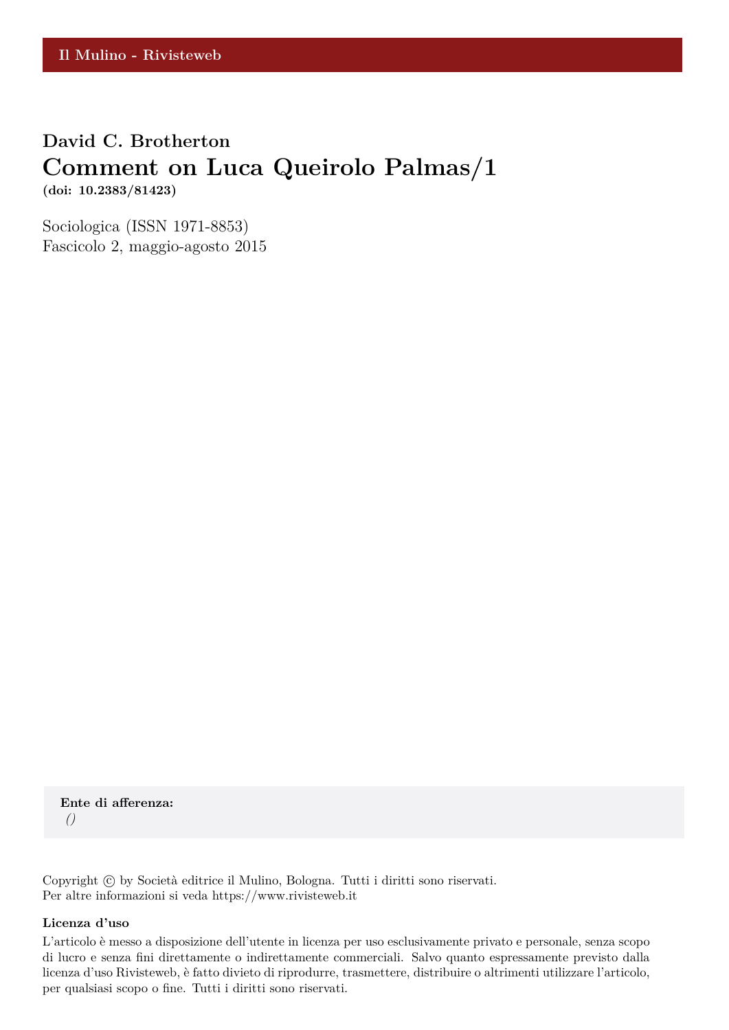Il Mulino - Rivisteweb

**David C. Brotherton**

# Comment on Luca Queirolo Palmas/1

**(doi: 10.2383/81423)**

Sociologica (ISSN 1971-8853)
Fascicolo 2, maggio-agosto 2015

**Ente di afferenza:**
*()*

Copyright © by Società editrice il Mulino, Bologna. Tutti i diritti sono riservati.
Per altre informazioni si veda https://www.rivisteweb.it

**Licenza d'uso**

L'articolo è messo a disposizione dell'utente in licenza per uso esclusivamente privato e personale, senza scopo di lucro e senza fini direttamente o indirettamente commerciali. Salvo quanto espressamente previsto dalla licenza d'uso Rivisteweb, è fatto divieto di riprodurre, trasmettere, distribuire o altrimenti utilizzare l'articolo, per qualsiasi scopo o fine. Tutti i diritti sono riservati.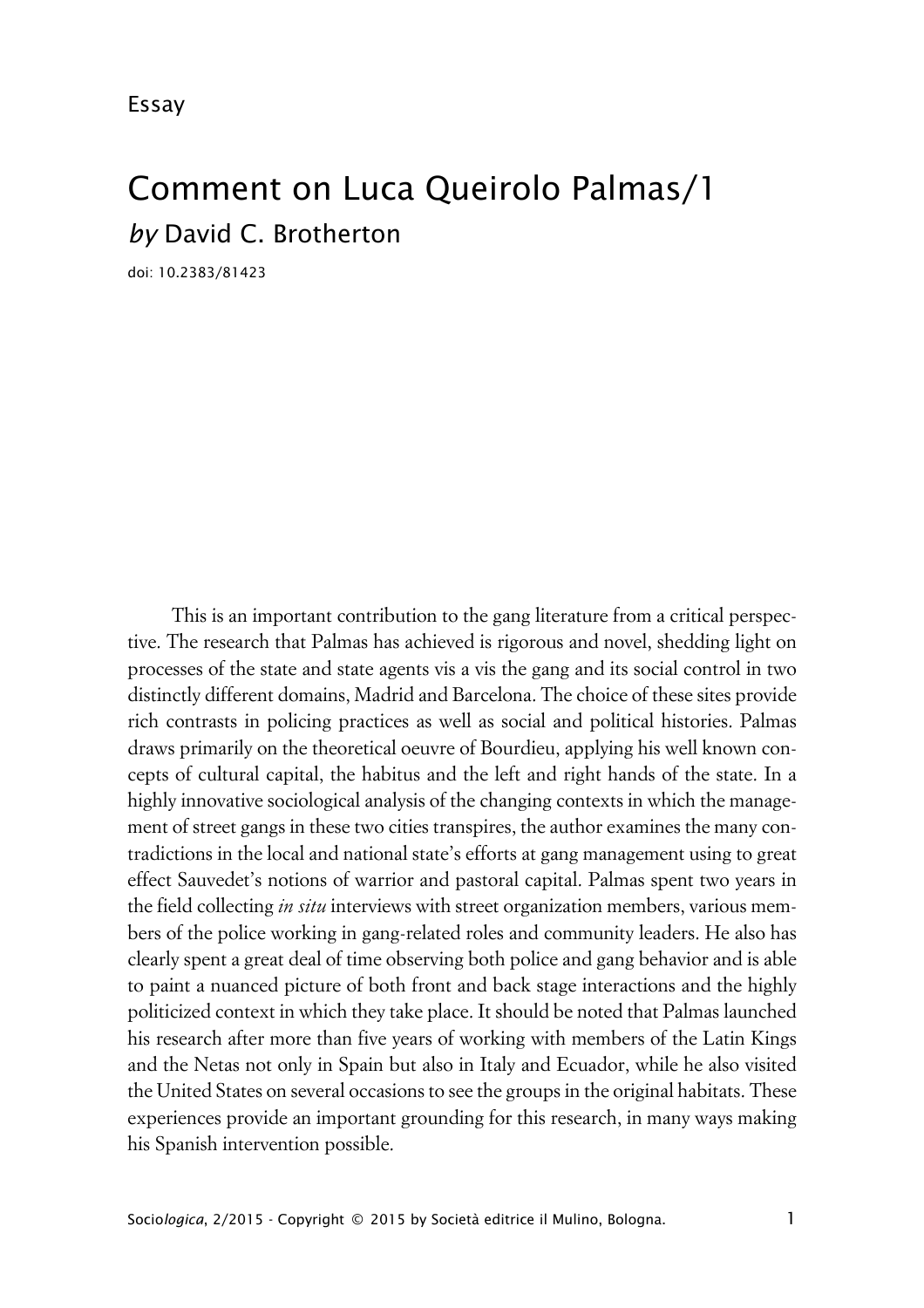Essay

# Comment on Luca Queirolo Palmas/1

*by* David C. Brotherton

doi: 10.2383/81423

This is an important contribution to the gang literature from a critical perspective. The research that Palmas has achieved is rigorous and novel, shedding light on processes of the state and state agents vis a vis the gang and its social control in two distinctly different domains, Madrid and Barcelona. The choice of these sites provide rich contrasts in policing practices as well as social and political histories. Palmas draws primarily on the theoretical oeuvre of Bourdieu, applying his well known concepts of cultural capital, the habitus and the left and right hands of the state. In a highly innovative sociological analysis of the changing contexts in which the management of street gangs in these two cities transpires, the author examines the many contradictions in the local and national state's efforts at gang management using to great effect Sauvedet's notions of warrior and pastoral capital. Palmas spent two years in the field collecting *in situ* interviews with street organization members, various members of the police working in gang-related roles and community leaders. He also has clearly spent a great deal of time observing both police and gang behavior and is able to paint a nuanced picture of both front and back stage interactions and the highly politicized context in which they take place. It should be noted that Palmas launched his research after more than five years of working with members of the Latin Kings and the Netas not only in Spain but also in Italy and Ecuador, while he also visited the United States on several occasions to see the groups in the original habitats. These experiences provide an important grounding for this research, in many ways making his Spanish intervention possible.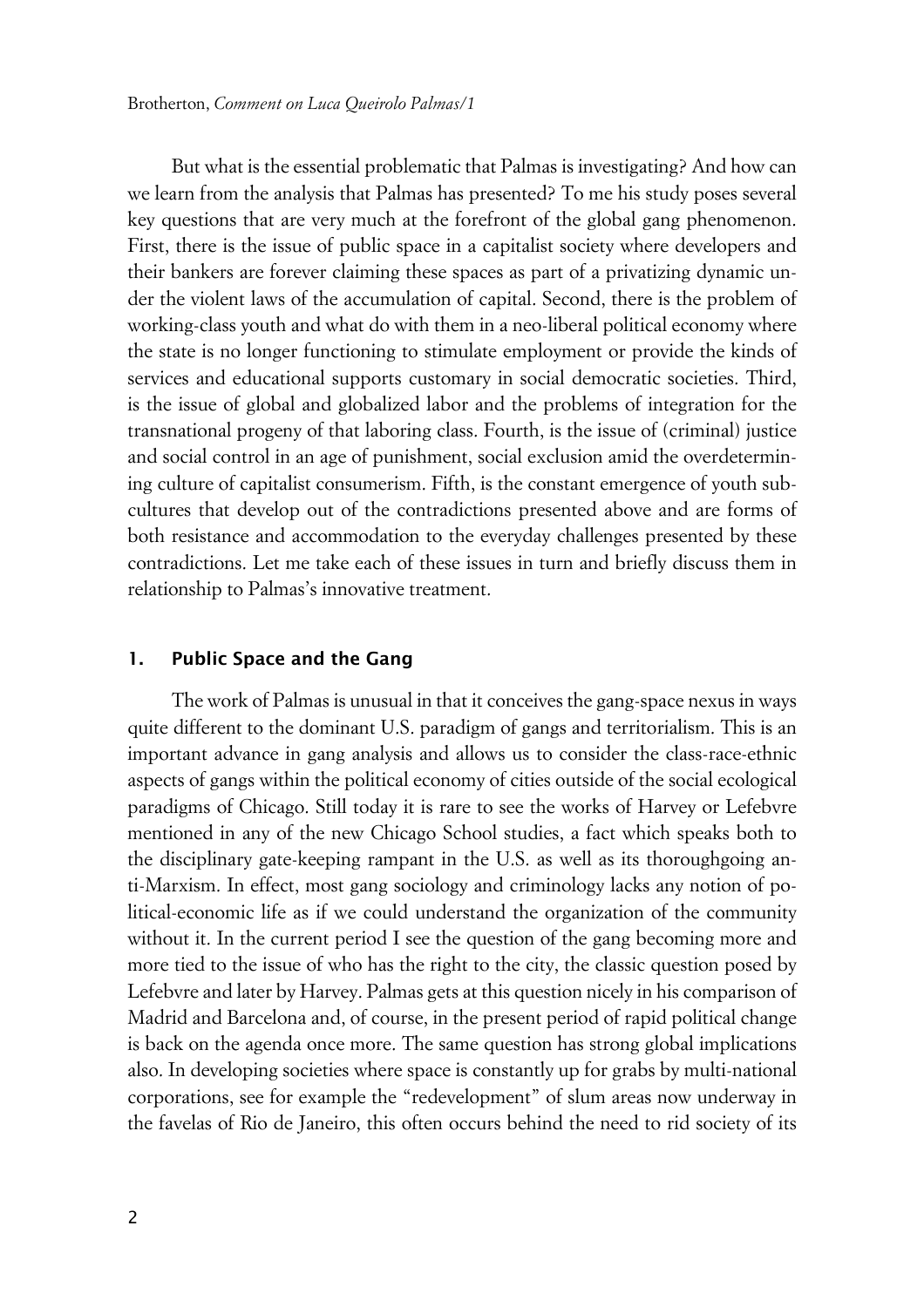But what is the essential problematic that Palmas is investigating? And how can we learn from the analysis that Palmas has presented? To me his study poses several key questions that are very much at the forefront of the global gang phenomenon. First, there is the issue of public space in a capitalist society where developers and their bankers are forever claiming these spaces as part of a privatizing dynamic under the violent laws of the accumulation of capital. Second, there is the problem of working-class youth and what do with them in a neo-liberal political economy where the state is no longer functioning to stimulate employment or provide the kinds of services and educational supports customary in social democratic societies. Third, is the issue of global and globalized labor and the problems of integration for the transnational progeny of that laboring class. Fourth, is the issue of (criminal) justice and social control in an age of punishment, social exclusion amid the overdetermining culture of capitalist consumerism. Fifth, is the constant emergence of youth subcultures that develop out of the contradictions presented above and are forms of both resistance and accommodation to the everyday challenges presented by these contradictions. Let me take each of these issues in turn and briefly discuss them in relationship to Palmas's innovative treatment.

## 1. Public Space and the Gang

The work of Palmas is unusual in that it conceives the gang-space nexus in ways quite different to the dominant U.S. paradigm of gangs and territorialism. This is an important advance in gang analysis and allows us to consider the class-race-ethnic aspects of gangs within the political economy of cities outside of the social ecological paradigms of Chicago. Still today it is rare to see the works of Harvey or Lefebvre mentioned in any of the new Chicago School studies, a fact which speaks both to the disciplinary gate-keeping rampant in the U.S. as well as its thoroughgoing anti-Marxism. In effect, most gang sociology and criminology lacks any notion of political-economic life as if we could understand the organization of the community without it. In the current period I see the question of the gang becoming more and more tied to the issue of who has the right to the city, the classic question posed by Lefebvre and later by Harvey. Palmas gets at this question nicely in his comparison of Madrid and Barcelona and, of course, in the present period of rapid political change is back on the agenda once more. The same question has strong global implications also. In developing societies where space is constantly up for grabs by multi-national corporations, see for example the "redevelopment" of slum areas now underway in the favelas of Rio de Janeiro, this often occurs behind the need to rid society of its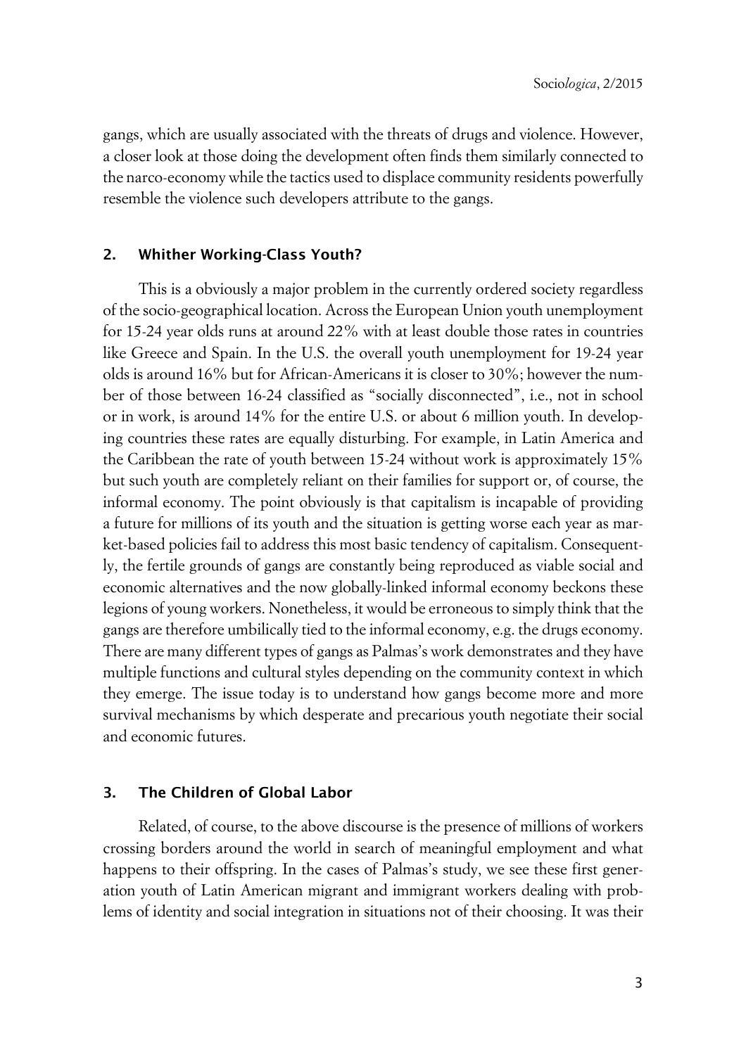gangs, which are usually associated with the threats of drugs and violence. However, a closer look at those doing the development often finds them similarly connected to the narco-economy while the tactics used to displace community residents powerfully resemble the violence such developers attribute to the gangs.

## 2. Whither Working-Class Youth?

This is a obviously a major problem in the currently ordered society regardless of the socio-geographical location. Across the European Union youth unemployment for 15-24 year olds runs at around 22% with at least double those rates in countries like Greece and Spain. In the U.S. the overall youth unemployment for 19-24 year olds is around 16% but for African-Americans it is closer to 30%; however the number of those between 16-24 classified as "socially disconnected", i.e., not in school or in work, is around 14% for the entire U.S. or about 6 million youth. In developing countries these rates are equally disturbing. For example, in Latin America and the Caribbean the rate of youth between 15-24 without work is approximately 15% but such youth are completely reliant on their families for support or, of course, the informal economy. The point obviously is that capitalism is incapable of providing a future for millions of its youth and the situation is getting worse each year as market-based policies fail to address this most basic tendency of capitalism. Consequently, the fertile grounds of gangs are constantly being reproduced as viable social and economic alternatives and the now globally-linked informal economy beckons these legions of young workers. Nonetheless, it would be erroneous to simply think that the gangs are therefore umbilically tied to the informal economy, e.g. the drugs economy. There are many different types of gangs as Palmas's work demonstrates and they have multiple functions and cultural styles depending on the community context in which they emerge. The issue today is to understand how gangs become more and more survival mechanisms by which desperate and precarious youth negotiate their social and economic futures.

## 3. The Children of Global Labor

Related, of course, to the above discourse is the presence of millions of workers crossing borders around the world in search of meaningful employment and what happens to their offspring. In the cases of Palmas's study, we see these first generation youth of Latin American migrant and immigrant workers dealing with problems of identity and social integration in situations not of their choosing. It was their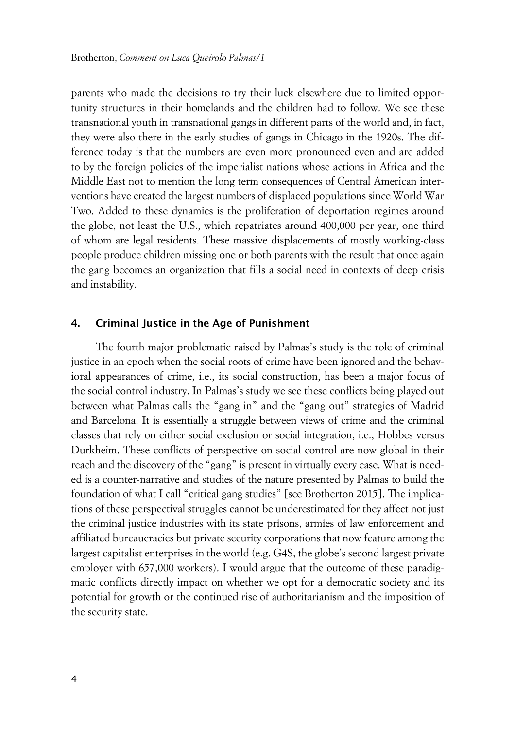parents who made the decisions to try their luck elsewhere due to limited opportunity structures in their homelands and the children had to follow. We see these transnational youth in transnational gangs in different parts of the world and, in fact, they were also there in the early studies of gangs in Chicago in the 1920s. The difference today is that the numbers are even more pronounced even and are added to by the foreign policies of the imperialist nations whose actions in Africa and the Middle East not to mention the long term consequences of Central American interventions have created the largest numbers of displaced populations since World War Two. Added to these dynamics is the proliferation of deportation regimes around the globe, not least the U.S., which repatriates around 400,000 per year, one third of whom are legal residents. These massive displacements of mostly working-class people produce children missing one or both parents with the result that once again the gang becomes an organization that fills a social need in contexts of deep crisis and instability.

## 4. Criminal Justice in the Age of Punishment

The fourth major problematic raised by Palmas's study is the role of criminal justice in an epoch when the social roots of crime have been ignored and the behavioral appearances of crime, i.e., its social construction, has been a major focus of the social control industry. In Palmas's study we see these conflicts being played out between what Palmas calls the "gang in" and the "gang out" strategies of Madrid and Barcelona. It is essentially a struggle between views of crime and the criminal classes that rely on either social exclusion or social integration, i.e., Hobbes versus Durkheim. These conflicts of perspective on social control are now global in their reach and the discovery of the "gang" is present in virtually every case. What is needed is a counter-narrative and studies of the nature presented by Palmas to build the foundation of what I call "critical gang studies" [see Brotherton 2015]. The implications of these perspectival struggles cannot be underestimated for they affect not just the criminal justice industries with its state prisons, armies of law enforcement and affiliated bureaucracies but private security corporations that now feature among the largest capitalist enterprises in the world (e.g. G4S, the globe's second largest private employer with 657,000 workers). I would argue that the outcome of these paradigmatic conflicts directly impact on whether we opt for a democratic society and its potential for growth or the continued rise of authoritarianism and the imposition of the security state.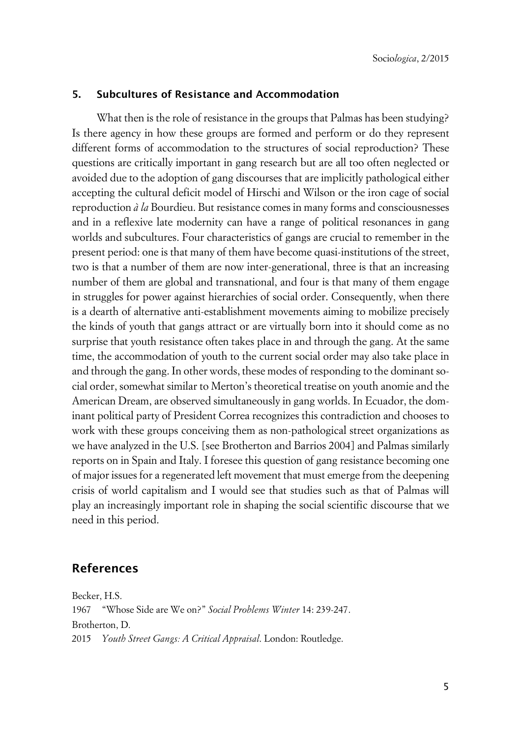## 5. Subcultures of Resistance and Accommodation

What then is the role of resistance in the groups that Palmas has been studying? Is there agency in how these groups are formed and perform or do they represent different forms of accommodation to the structures of social reproduction? These questions are critically important in gang research but are all too often neglected or avoided due to the adoption of gang discourses that are implicitly pathological either accepting the cultural deficit model of Hirschi and Wilson or the iron cage of social reproduction *à la* Bourdieu. But resistance comes in many forms and consciousnesses and in a reflexive late modernity can have a range of political resonances in gang worlds and subcultures. Four characteristics of gangs are crucial to remember in the present period: one is that many of them have become quasi-institutions of the street, two is that a number of them are now inter-generational, three is that an increasing number of them are global and transnational, and four is that many of them engage in struggles for power against hierarchies of social order. Consequently, when there is a dearth of alternative anti-establishment movements aiming to mobilize precisely the kinds of youth that gangs attract or are virtually born into it should come as no surprise that youth resistance often takes place in and through the gang. At the same time, the accommodation of youth to the current social order may also take place in and through the gang. In other words, these modes of responding to the dominant social order, somewhat similar to Merton's theoretical treatise on youth anomie and the American Dream, are observed simultaneously in gang worlds. In Ecuador, the dominant political party of President Correa recognizes this contradiction and chooses to work with these groups conceiving them as non-pathological street organizations as we have analyzed in the U.S. [see Brotherton and Barrios 2004] and Palmas similarly reports on in Spain and Italy. I foresee this question of gang resistance becoming one of major issues for a regenerated left movement that must emerge from the deepening crisis of world capitalism and I would see that studies such as that of Palmas will play an increasingly important role in shaping the social scientific discourse that we need in this period.

## References

Becker, H.S.
1967 "Whose Side are We on?" *Social Problems Winter* 14: 239-247.

Brotherton, D.
2015 *Youth Street Gangs: A Critical Appraisal*. London: Routledge.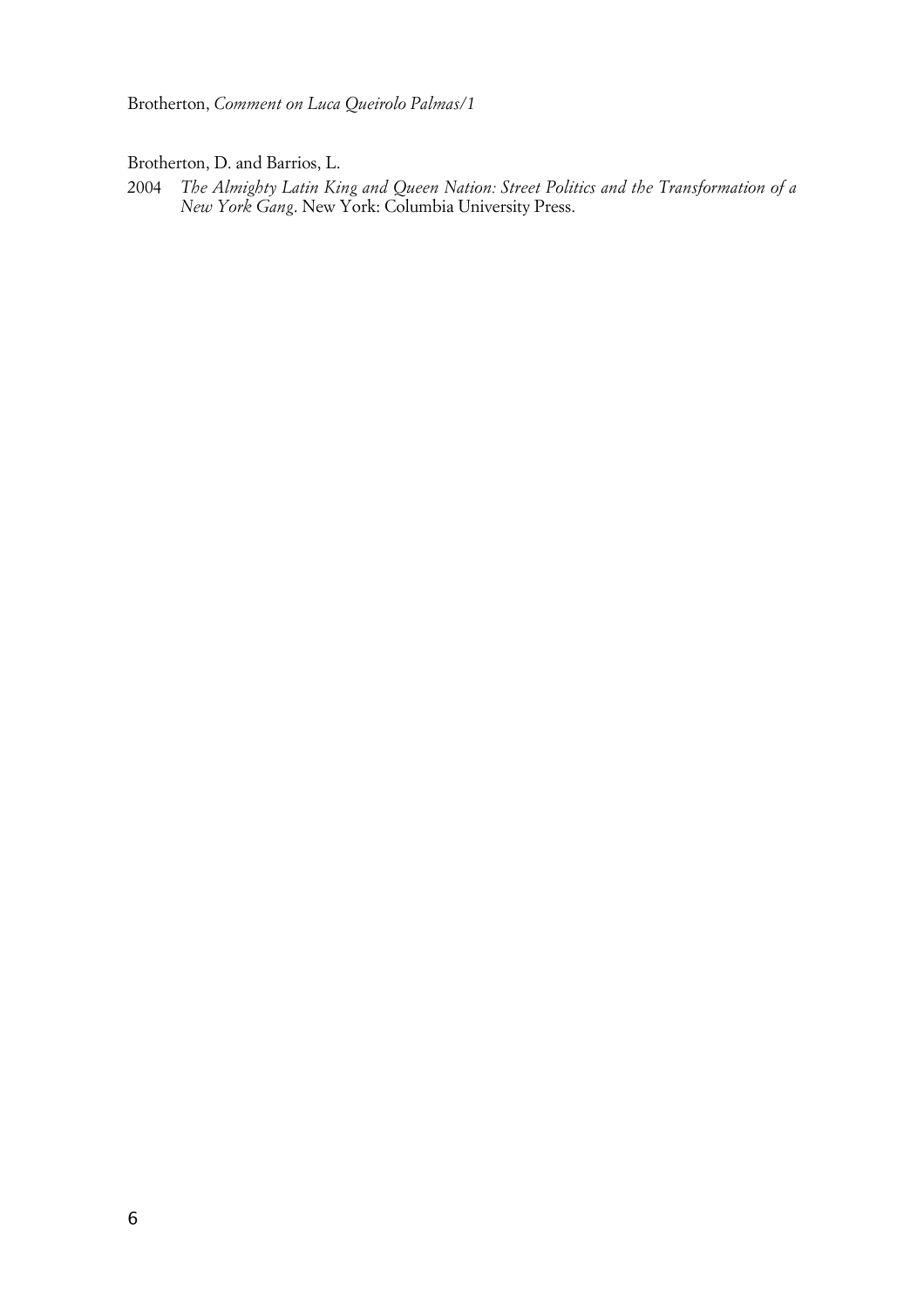Brotherton, D. and Barrios, L.

2004 *The Almighty Latin King and Queen Nation: Street Politics and the Transformation of a New York Gang*. New York: Columbia University Press.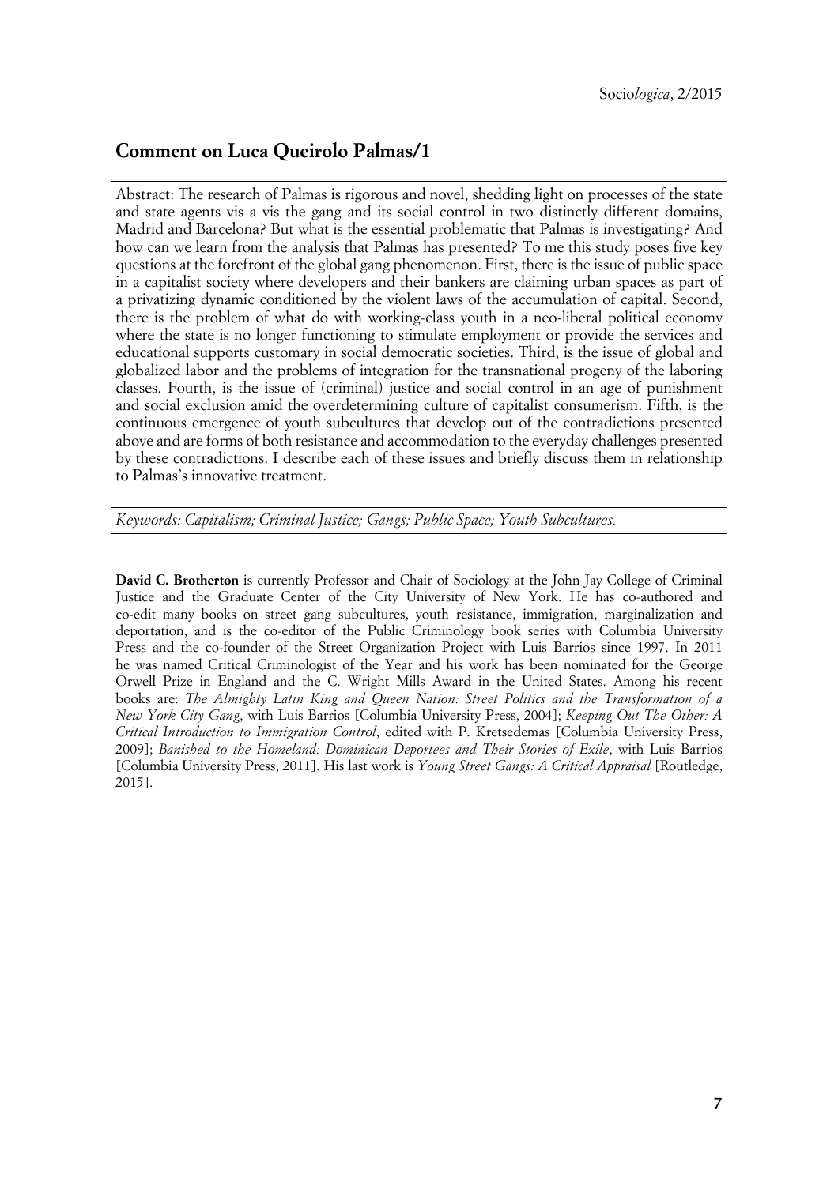## Comment on Luca Queirolo Palmas/1

Abstract: The research of Palmas is rigorous and novel, shedding light on processes of the state and state agents vis a vis the gang and its social control in two distinctly different domains, Madrid and Barcelona? But what is the essential problematic that Palmas is investigating? And how can we learn from the analysis that Palmas has presented? To me this study poses five key questions at the forefront of the global gang phenomenon. First, there is the issue of public space in a capitalist society where developers and their bankers are claiming urban spaces as part of a privatizing dynamic conditioned by the violent laws of the accumulation of capital. Second, there is the problem of what do with working-class youth in a neo-liberal political economy where the state is no longer functioning to stimulate employment or provide the services and educational supports customary in social democratic societies. Third, is the issue of global and globalized labor and the problems of integration for the transnational progeny of the laboring classes. Fourth, is the issue of (criminal) justice and social control in an age of punishment and social exclusion amid the overdetermining culture of capitalist consumerism. Fifth, is the continuous emergence of youth subcultures that develop out of the contradictions presented above and are forms of both resistance and accommodation to the everyday challenges presented by these contradictions. I describe each of these issues and briefly discuss them in relationship to Palmas's innovative treatment.

*Keywords: Capitalism; Criminal Justice; Gangs; Public Space; Youth Subcultures.*

**David C. Brotherton** is currently Professor and Chair of Sociology at the John Jay College of Criminal Justice and the Graduate Center of the City University of New York. He has co-authored and co-edit many books on street gang subcultures, youth resistance, immigration, marginalization and deportation, and is the co-editor of the Public Criminology book series with Columbia University Press and the co-founder of the Street Organization Project with Luis Barrios since 1997. In 2011 he was named Critical Criminologist of the Year and his work has been nominated for the George Orwell Prize in England and the C. Wright Mills Award in the United States. Among his recent books are: *The Almighty Latin King and Queen Nation: Street Politics and the Transformation of a New York City Gang*, with Luis Barrios [Columbia University Press, 2004]; *Keeping Out The Other: A Critical Introduction to Immigration Control*, edited with P. Kretsedemas [Columbia University Press, 2009]; *Banished to the Homeland: Dominican Deportees and Their Stories of Exile*, with Luis Barrios [Columbia University Press, 2011]. His last work is *Young Street Gangs: A Critical Appraisal* [Routledge, 2015].